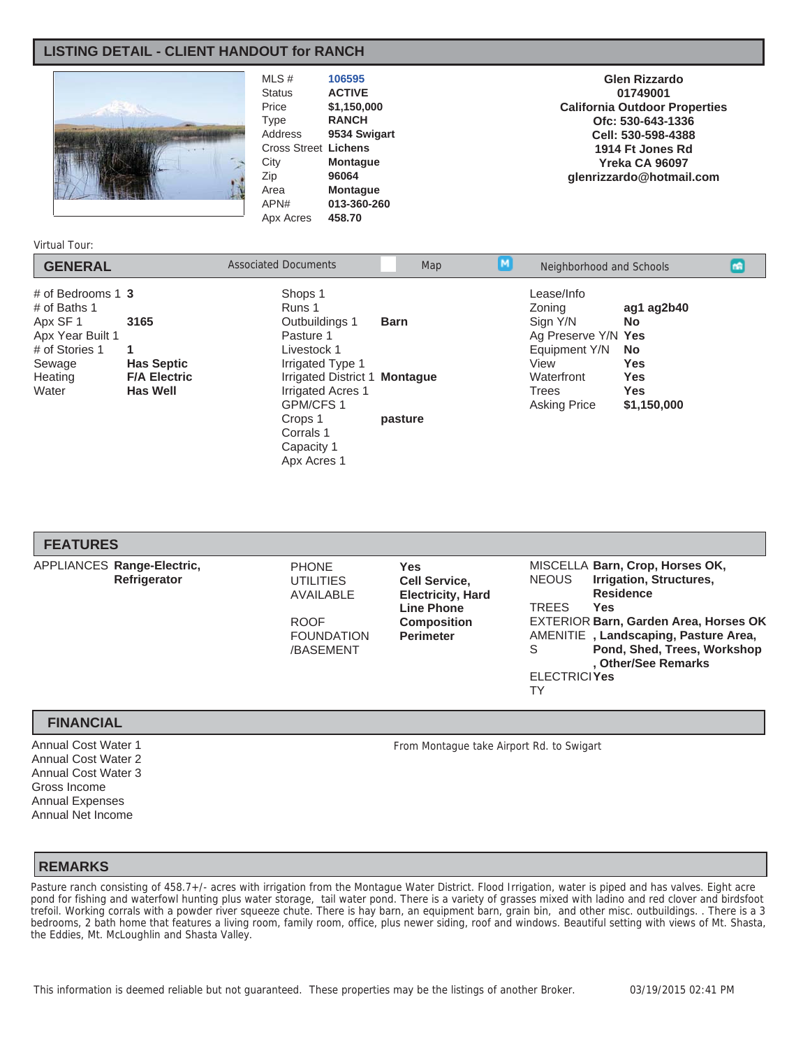# LISTING DETAIL - CLIENT HANDOUT for RANCH

| | |
|---|---|
| MLS # | **106595** |
| Status | **ACTIVE** |
| Price | **$1,150,000** |
| Type | **RANCH** |
| Address | **9534 Swigart** |
| Cross Street | **Lichens** |
| City | **Montague** |
| Zip | **96064** |
| Area | **Montague** |
| APN# | **013-360-260** |
| Apx Acres | **458.70** |

**Glen Rizzardo**
**01749001**
**California Outdoor Properties**
**Ofc: 530-643-1336**
**Cell: 530-598-4388**
**1914 Ft Jones Rd**
**Yreka CA 96097**
**glenrizzardo@hotmail.com**

Virtual Tour:

## GENERAL

Associated Documents | Map | Neighborhood and Schools

| | |
|---|---|
| # of Bedrooms 1 | **3** |
| # of Baths 1 | |
| Apx SF 1 | **3165** |
| Apx Year Built 1 | |
| # of Stories 1 | **1** |
| Sewage | **Has Septic** |
| Heating | **F/A Electric** |
| Water | **Has Well** |

| | |
|---|---|
| Shops 1 | |
| Runs 1 | |
| Outbuildings 1 | **Barn** |
| Pasture 1 | |
| Livestock 1 | |
| Irrigated Type 1 | |
| Irrigated District 1 | **Montague** |
| Irrigated Acres 1 | |
| GPM/CFS 1 | |
| Crops 1 | **pasture** |
| Corrals 1 | |
| Capacity 1 | |
| Apx Acres 1 | |

| | |
|---|---|
| Lease/Info | |
| Zoning | **ag1 ag2b40** |
| Sign Y/N | **No** |
| Ag Preserve Y/N | **Yes** |
| Equipment Y/N | **No** |
| View | **Yes** |
| Waterfront | **Yes** |
| Trees | **Yes** |
| Asking Price | **$1,150,000** |

## FEATURES

| | |
|---|---|
| APPLIANCES | **Range-Electric, Refrigerator** |
| PHONE | **Yes** |
| UTILITIES AVAILABLE | **Cell Service, Electricity, Hard Line Phone** |
| ROOF | **Composition** |
| FOUNDATION /BASEMENT | **Perimeter** |
| MISCELLANEOUS | **Barn, Crop, Horses OK, Irrigation, Structures, Residence** |
| TREES | **Yes** |
| EXTERIOR AMENITIES | **Barn, Garden Area, Horses OK, Landscaping, Pasture Area, Pond, Shed, Trees, Workshop, Other/See Remarks** |
| ELECTRICITY | **Yes** |

## FINANCIAL

Annual Cost Water 1
Annual Cost Water 2
Annual Cost Water 3
Gross Income
Annual Expenses
Annual Net Income

From Montague take Airport Rd. to Swigart

## REMARKS

Pasture ranch consisting of 458.7+/- acres with irrigation from the Montague Water District. Flood Irrigation, water is piped and has valves. Eight acre pond for fishing and waterfowl hunting plus water storage, tail water pond. There is a variety of grasses mixed with ladino and red clover and birdsfoot trefoil. Working corrals with a powder river squeeze chute. There is hay barn, an equipment barn, grain bin, and other misc. outbuildings. . There is a 3 bedrooms, 2 bath home that features a living room, family room, office, plus newer siding, roof and windows. Beautiful setting with views of Mt. Shasta, the Eddies, Mt. McLoughlin and Shasta Valley.

This information is deemed reliable but not guaranteed. These properties may be the listings of another Broker. 03/19/2015 02:41 PM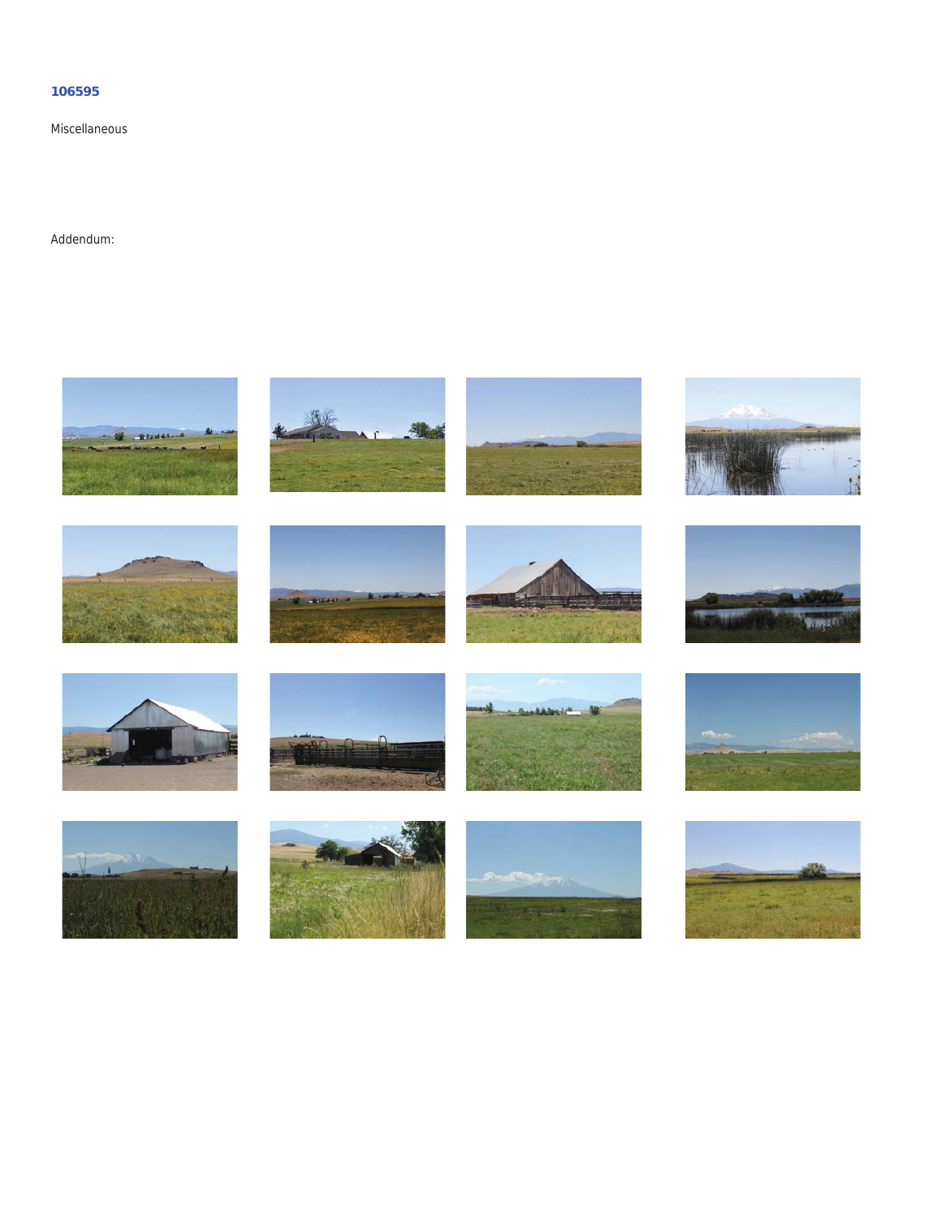**106595**

Miscellaneous

Addendum: